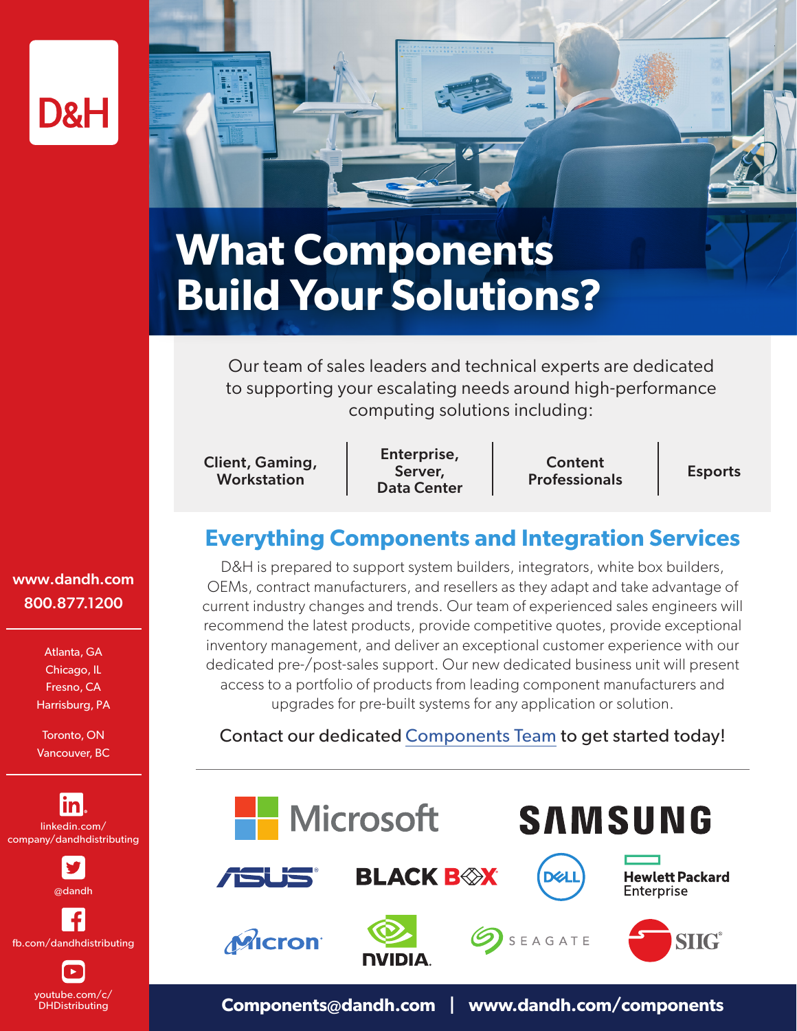D&H

# What Components Build Your Solutions?

Our team of sales leaders and technical experts are dedicated to supporting your escalating needs around high-performance computing solutions including:

| Client, Gaming, Workstation | Enterprise, Server, Data Center | Content Professionals | Esports |
|---|---|---|---|

## Everything Components and Integration Services

D&H is prepared to support system builders, integrators, white box builders, OEMs, contract manufacturers, and resellers as they adapt and take advantage of current industry changes and trends. Our team of experienced sales engineers will recommend the latest products, provide competitive quotes, provide exceptional inventory management, and deliver an exceptional customer experience with our dedicated pre-/post-sales support. Our new dedicated business unit will present access to a portfolio of products from leading component manufacturers and upgrades for pre-built systems for any application or solution.

Contact our dedicated Components Team to get started today!

Microsoft | SAMSUNG | ASUS | BLACK BOX | DELL | Hewlett Packard Enterprise | Micron | NVIDIA | SEAGATE | SIIG

**www.dandh.com**
**800.877.1200**

Atlanta, GA
Chicago, IL
Fresno, CA
Harrisburg, PA

Toronto, ON
Vancouver, BC

linkedin.com/company/dandhdistributing

@dandh

fb.com/dandhdistributing

youtube.com/c/DHDistributing

**Components@dandh.com | www.dandh.com/components**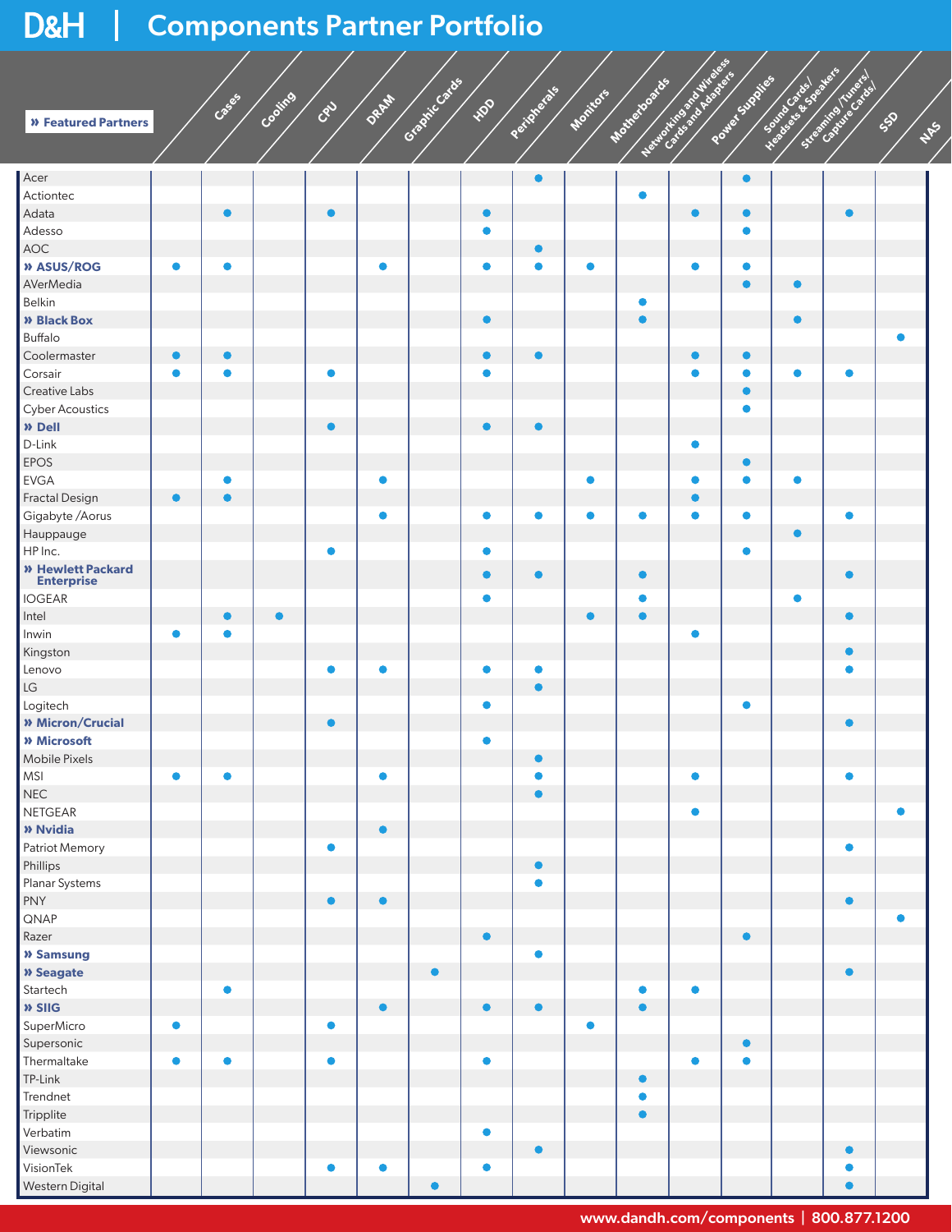# D&H | Components Partner Portfolio

| » Featured Partners | Cases | Cooling | CPU | DRAM | Graphic Cards | HDD | Peripherals | Monitors | Motherboards | Networking and Wireless Cards and Adapters | Power Supplies | Sound Cards/ Headsets & Speakers | Streaming /Tuners/ Capture Cards/ | SSD | NAS |
|---|---|---|---|---|---|---|---|---|---|---|---|---|---|---|---|
| Acer | | | | | | | | ● | | | | ● | | | |
| Actiontec | | | | | | | | | | ● | | | | | |
| Adata | | ● | | ● | | | ● | | | | ● | ● | | ● | |
| Adesso | | | | | | | ● | | | | | ● | | | |
| AOC | | | | | | | | ● | | | | | | | |
| » ASUS/ROG | ● | ● | | | ● | | ● | ● | ● | | ● | ● | | | |
| AVerMedia | | | | | | | | | | | | ● | ● | | |
| Belkin | | | | | | | | | | ● | | | | | |
| » Black Box | | | | | | | ● | | | ● | | | ● | | |
| Buffalo | | | | | | | | | | | | | | | ● |
| Coolermaster | ● | ● | | | | | ● | ● | | | ● | ● | | | |
| Corsair | ● | ● | | ● | | | ● | | | | ● | ● | ● | ● | |
| Creative Labs | | | | | | | | | | | | ● | | | |
| Cyber Acoustics | | | | | | | | | | | | ● | | | |
| » Dell | | | | ● | | | ● | ● | | | | | | | |
| D-Link | | | | | | | | | | | ● | | | | |
| EPOS | | | | | | | | | | | | ● | | | |
| EVGA | | ● | | | ● | | | | ● | | ● | ● | ● | | |
| Fractal Design | ● | ● | | | | | | | | | ● | | | | |
| Gigabyte /Aorus | | | | | ● | | ● | ● | ● | ● | ● | ● | | ● | |
| Hauppauge | | | | | | | | | | | | | ● | | |
| HP Inc. | | | | ● | | | ● | | | | | ● | | | |
| » Hewlett Packard Enterprise | | | | | | | ● | ● | | ● | | | | ● | |
| IOGEAR | | | | | | | ● | | | ● | | | ● | | |
| Intel | | ● | ● | | | | | | ● | ● | | | | ● | |
| Inwin | ● | ● | | | | | | | | | ● | | | | |
| Kingston | | | | | | | | | | | | | | ● | |
| Lenovo | | | | ● | ● | | ● | ● | | | | | | ● | |
| LG | | | | | | | | ● | | | | | | | |
| Logitech | | | | | | | ● | | | | | ● | | | |
| » Micron/Crucial | | | | ● | | | | | | | | | | ● | |
| » Microsoft | | | | | | | ● | | | | | | | | |
| Mobile Pixels | | | | | | | | ● | | | | | | | |
| MSI | ● | ● | | | ● | | | ● | | | ● | | | ● | |
| NEC | | | | | | | | ● | | | | | | | |
| NETGEAR | | | | | | | | | | | ● | | | | ● |
| » Nvidia | | | | | ● | | | | | | | | | | |
| Patriot Memory | | | | ● | | | | | | | | | | ● | |
| Phillips | | | | | | | | ● | | | | | | | |
| Planar Systems | | | | | | | | ● | | | | | | | |
| PNY | | | | ● | ● | | | | | | | | | ● | |
| QNAP | | | | | | | | | | | | | | | ● |
| Razer | | | | | | | ● | | | | | ● | | | |
| » Samsung | | | | | | | | ● | | | | | | | |
| » Seagate | | | | | | ● | | | | | | | | ● | |
| Startech | | ● | | | | | | | | ● | ● | | | | |
| » SIIG | | | | | ● | | ● | ● | | ● | | | | | |
| SuperMicro | ● | | | ● | | | | | ● | | | | | | |
| Supersonic | | | | | | | | | | | | ● | | | |
| Thermaltake | ● | ● | | ● | | | ● | | | | ● | ● | | | |
| TP-Link | | | | | | | | | | ● | | | | | |
| Trendnet | | | | | | | | | | ● | | | | | |
| Tripplite | | | | | | | | | | ● | | | | | |
| Verbatim | | | | | | | ● | | | | | | | | |
| Viewsonic | | | | | | | | ● | | | | | | ● | |
| VisionTek | | | | ● | ● | | ● | | | | | | | ● | |
| Western Digital | | | | | | ● | | | | | | | | ● | |

www.dandh.com/components | 800.877.1200